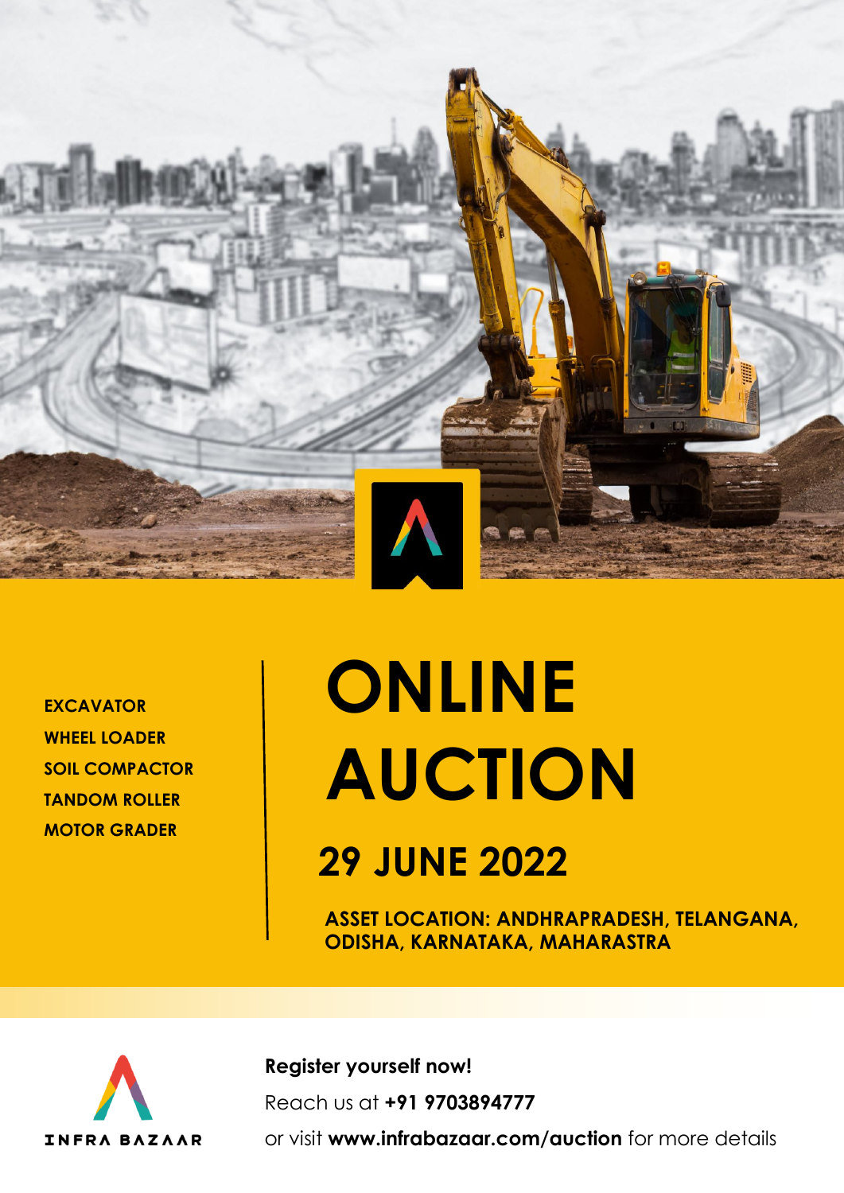EXCAVATOR
WHEEL LOADER
SOIL COMPACTOR
TANDOM ROLLER
MOTOR GRADER

# ONLINE AUCTION

## 29 JUNE 2022

**ASSET LOCATION: ANDHRAPRADESH, TELANGANA, ODISHA, KARNATAKA, MAHARASTRA**

INFRA BAZAAR

**Register yourself now!**

Reach us at **+91 9703894777**

or visit **www.infrabazaar.com/auction** for more details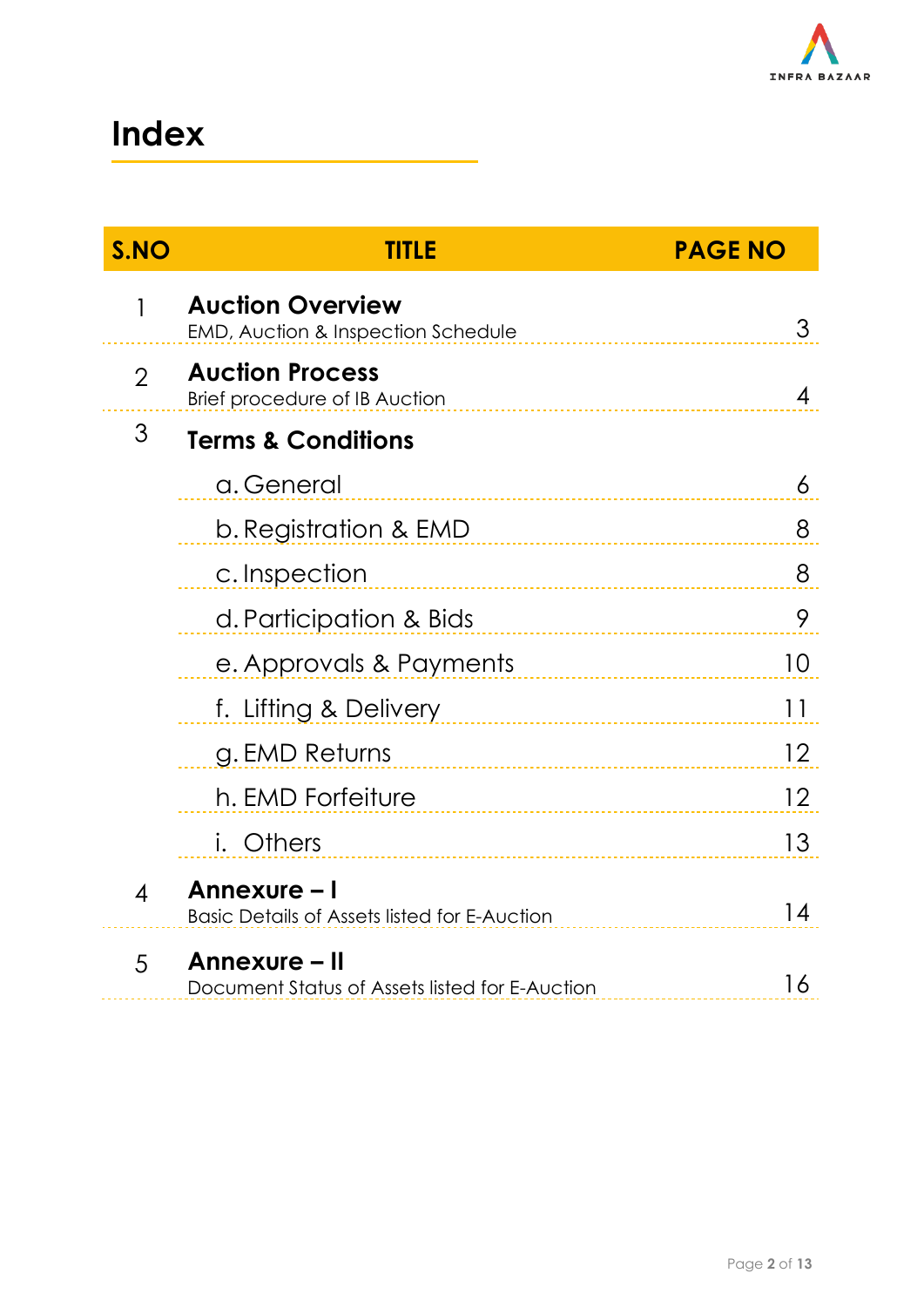# Index

| S.NO | TITLE | PAGE NO |
|---|---|---|
| 1 | **Auction Overview**<br>EMD, Auction & Inspection Schedule | 3 |
| 2 | **Auction Process**<br>Brief procedure of IB Auction | 4 |
| 3 | **Terms & Conditions** | |
| | a. General | 6 |
| | b. Registration & EMD | 8 |
| | c. Inspection | 8 |
| | d. Participation & Bids | 9 |
| | e. Approvals & Payments | 10 |
| | f. Lifting & Delivery | 11 |
| | g. EMD Returns | 12 |
| | h. EMD Forfeiture | 12 |
| | i. Others | 13 |
| 4 | **Annexure – I**<br>Basic Details of Assets listed for E-Auction | 14 |
| 5 | **Annexure – II**<br>Document Status of Assets listed for E-Auction | 16 |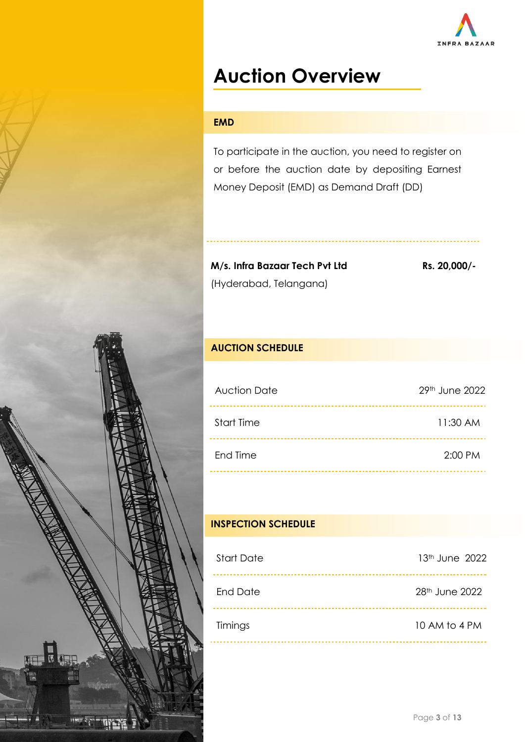# Auction Overview

## EMD

To participate in the auction, you need to register on or before the auction date by depositing Earnest Money Deposit (EMD) as Demand Draft (DD)

| | |
|---|---|
| **M/s. Infra Bazaar Tech Pvt Ltd**<br>(Hyderabad, Telangana) | **Rs. 20,000/-** |

## AUCTION SCHEDULE

| | |
|---|---|
| Auction Date | 29th June 2022 |
| Start Time | 11:30 AM |
| End Time | 2:00 PM |

## INSPECTION SCHEDULE

| | |
|---|---|
| Start Date | 13th June 2022 |
| End Date | 28th June 2022 |
| Timings | 10 AM to 4 PM |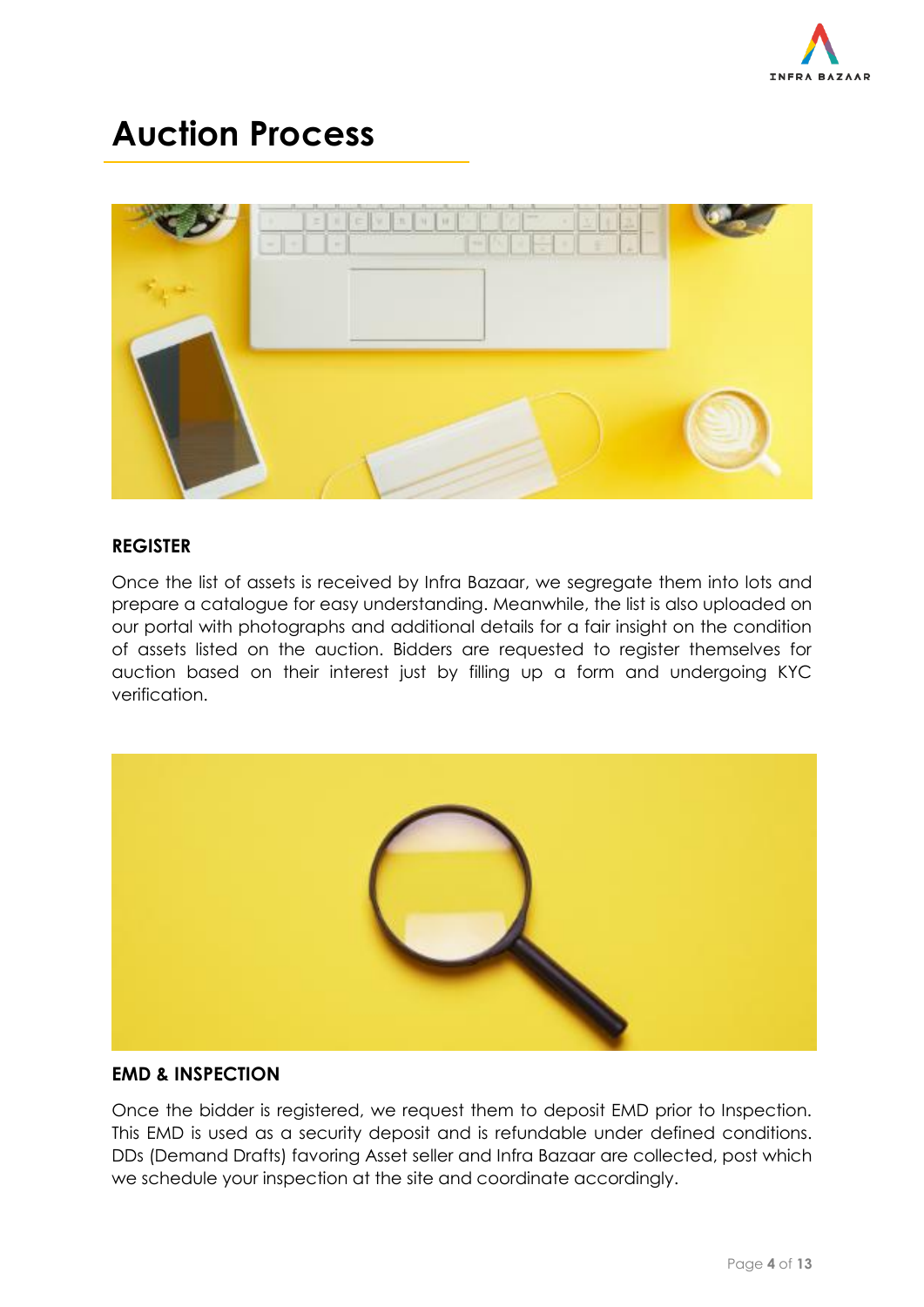# Auction Process

**REGISTER**

Once the list of assets is received by Infra Bazaar, we segregate them into lots and prepare a catalogue for easy understanding. Meanwhile, the list is also uploaded on our portal with photographs and additional details for a fair insight on the condition of assets listed on the auction. Bidders are requested to register themselves for auction based on their interest just by filling up a form and undergoing KYC verification.

**EMD & INSPECTION**

Once the bidder is registered, we request them to deposit EMD prior to Inspection. This EMD is used as a security deposit and is refundable under defined conditions. DDs (Demand Drafts) favoring Asset seller and Infra Bazaar are collected, post which we schedule your inspection at the site and coordinate accordingly.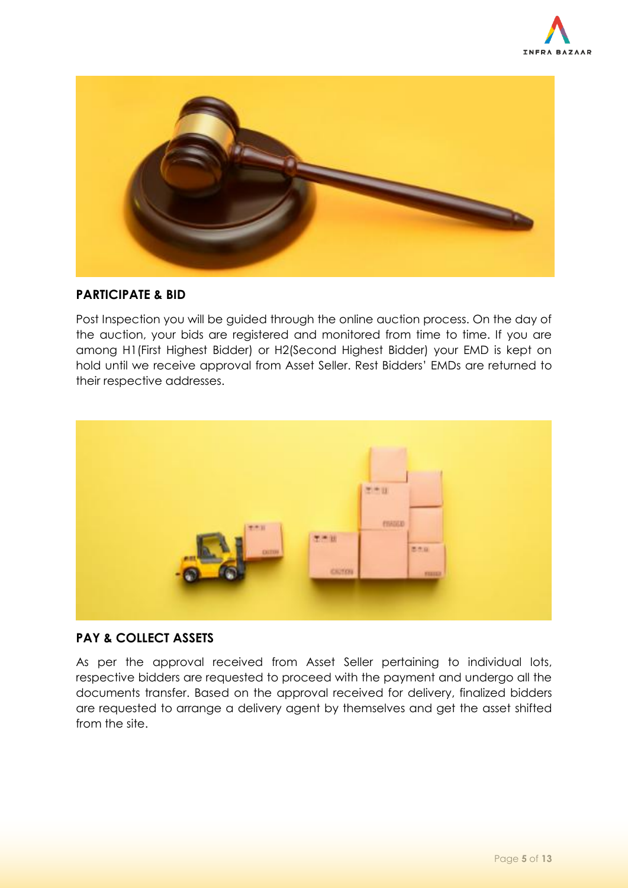## PARTICIPATE & BID

Post Inspection you will be guided through the online auction process. On the day of the auction, your bids are registered and monitored from time to time. If you are among H1(First Highest Bidder) or H2(Second Highest Bidder) your EMD is kept on hold until we receive approval from Asset Seller. Rest Bidders' EMDs are returned to their respective addresses.

## PAY & COLLECT ASSETS

As per the approval received from Asset Seller pertaining to individual lots, respective bidders are requested to proceed with the payment and undergo all the documents transfer. Based on the approval received for delivery, finalized bidders are requested to arrange a delivery agent by themselves and get the asset shifted from the site.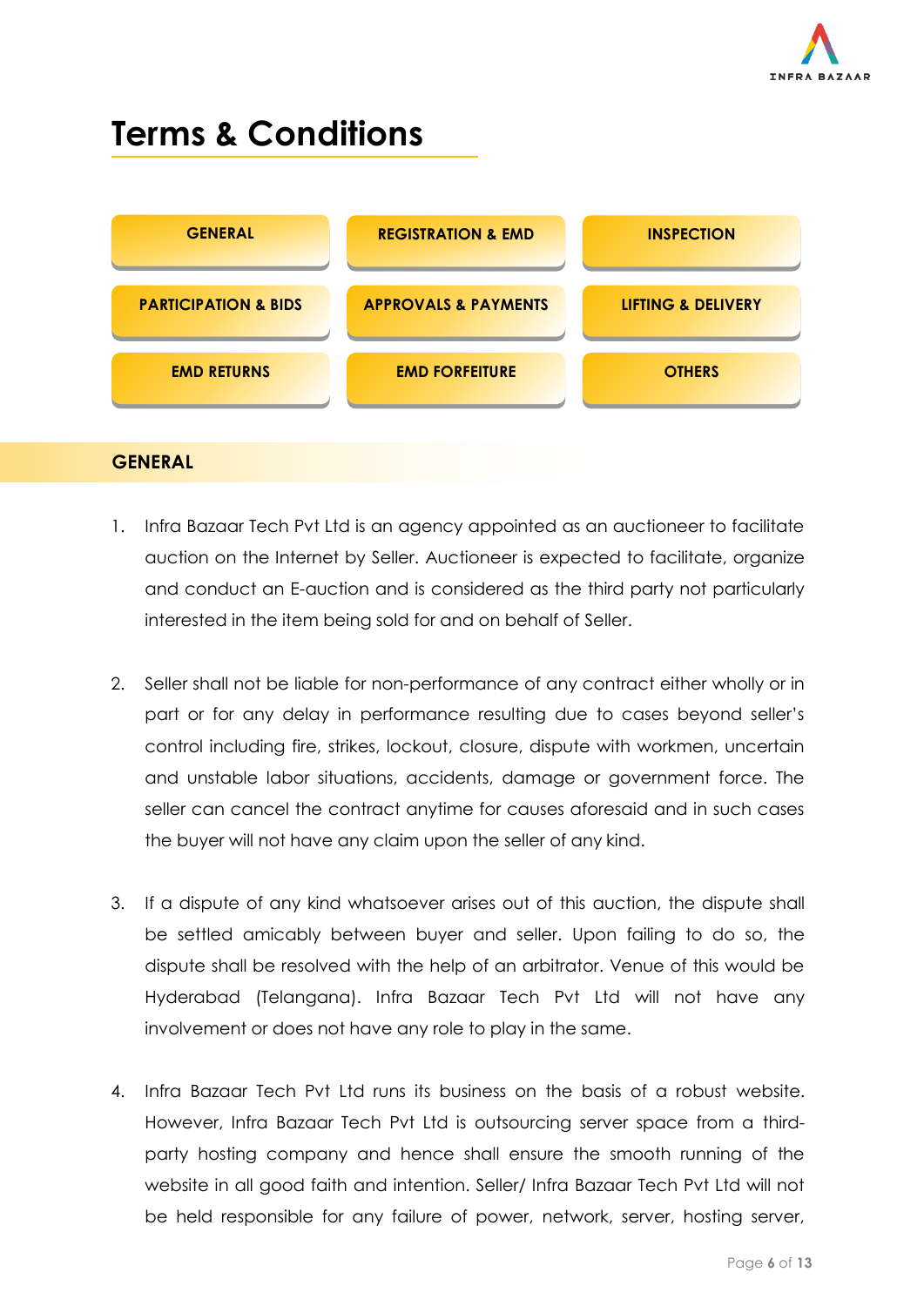# Terms & Conditions

| GENERAL | REGISTRATION & EMD | INSPECTION |
|---|---|---|
| PARTICIPATION & BIDS | APPROVALS & PAYMENTS | LIFTING & DELIVERY |
| EMD RETURNS | EMD FORFEITURE | OTHERS |

## GENERAL

1. Infra Bazaar Tech Pvt Ltd is an agency appointed as an auctioneer to facilitate auction on the Internet by Seller. Auctioneer is expected to facilitate, organize and conduct an E-auction and is considered as the third party not particularly interested in the item being sold for and on behalf of Seller.

2. Seller shall not be liable for non-performance of any contract either wholly or in part or for any delay in performance resulting due to cases beyond seller's control including fire, strikes, lockout, closure, dispute with workmen, uncertain and unstable labor situations, accidents, damage or government force. The seller can cancel the contract anytime for causes aforesaid and in such cases the buyer will not have any claim upon the seller of any kind.

3. If a dispute of any kind whatsoever arises out of this auction, the dispute shall be settled amicably between buyer and seller. Upon failing to do so, the dispute shall be resolved with the help of an arbitrator. Venue of this would be Hyderabad (Telangana). Infra Bazaar Tech Pvt Ltd will not have any involvement or does not have any role to play in the same.

4. Infra Bazaar Tech Pvt Ltd runs its business on the basis of a robust website. However, Infra Bazaar Tech Pvt Ltd is outsourcing server space from a third-party hosting company and hence shall ensure the smooth running of the website in all good faith and intention. Seller/ Infra Bazaar Tech Pvt Ltd will not be held responsible for any failure of power, network, server, hosting server,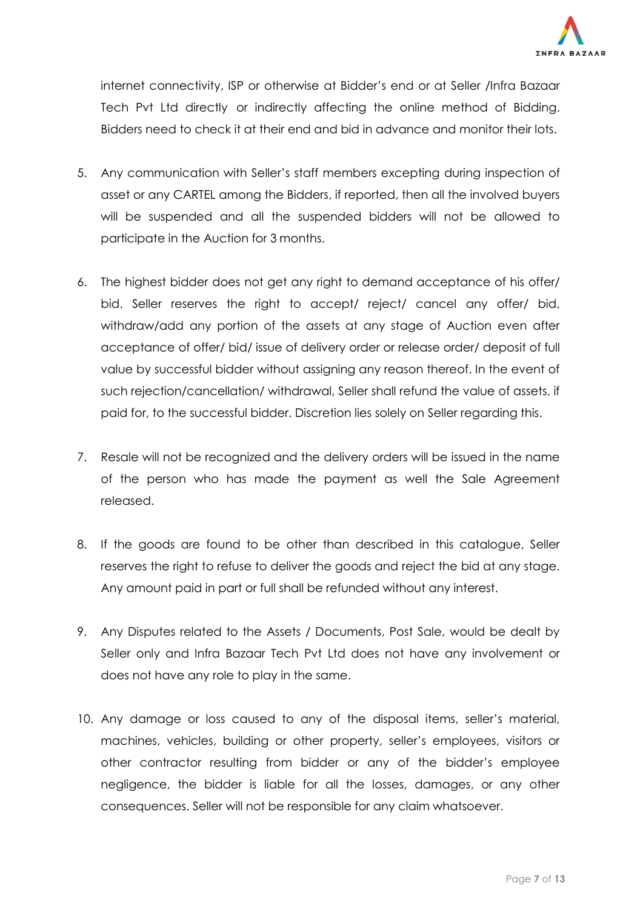internet connectivity, ISP or otherwise at Bidder's end or at Seller /Infra Bazaar Tech Pvt Ltd directly or indirectly affecting the online method of Bidding. Bidders need to check it at their end and bid in advance and monitor their lots.

5. Any communication with Seller's staff members excepting during inspection of asset or any CARTEL among the Bidders, if reported, then all the involved buyers will be suspended and all the suspended bidders will not be allowed to participate in the Auction for 3 months.

6. The highest bidder does not get any right to demand acceptance of his offer/ bid. Seller reserves the right to accept/ reject/ cancel any offer/ bid, withdraw/add any portion of the assets at any stage of Auction even after acceptance of offer/ bid/ issue of delivery order or release order/ deposit of full value by successful bidder without assigning any reason thereof. In the event of such rejection/cancellation/ withdrawal, Seller shall refund the value of assets, if paid for, to the successful bidder. Discretion lies solely on Seller regarding this.

7. Resale will not be recognized and the delivery orders will be issued in the name of the person who has made the payment as well the Sale Agreement released.

8. If the goods are found to be other than described in this catalogue, Seller reserves the right to refuse to deliver the goods and reject the bid at any stage. Any amount paid in part or full shall be refunded without any interest.

9. Any Disputes related to the Assets / Documents, Post Sale, would be dealt by Seller only and Infra Bazaar Tech Pvt Ltd does not have any involvement or does not have any role to play in the same.

10. Any damage or loss caused to any of the disposal items, seller's material, machines, vehicles, building or other property, seller's employees, visitors or other contractor resulting from bidder or any of the bidder's employee negligence, the bidder is liable for all the losses, damages, or any other consequences. Seller will not be responsible for any claim whatsoever.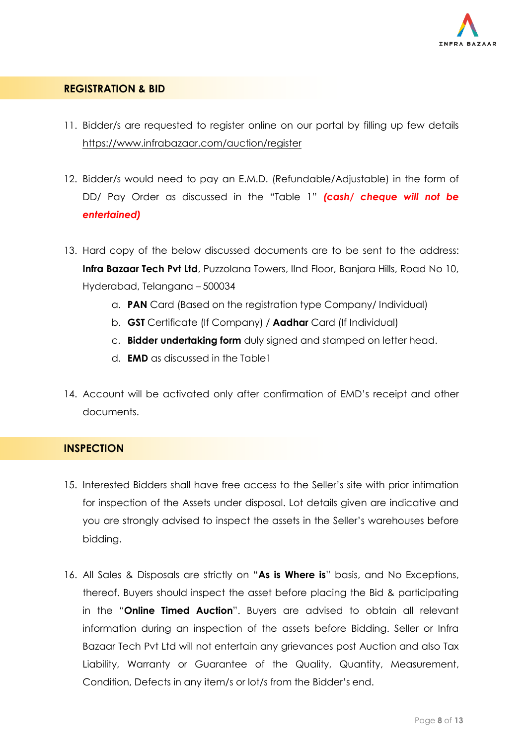## REGISTRATION & BID

11. Bidder/s are requested to register online on our portal by filling up few details https://www.infrabazaar.com/auction/register

12. Bidder/s would need to pay an E.M.D. (Refundable/Adjustable) in the form of DD/ Pay Order as discussed in the "Table 1" ***(cash/ cheque will not be entertained)***

13. Hard copy of the below discussed documents are to be sent to the address: **Infra Bazaar Tech Pvt Ltd**, Puzzolana Towers, IInd Floor, Banjara Hills, Road No 10, Hyderabad, Telangana – 500034
    a. **PAN** Card (Based on the registration type Company/ Individual)
    b. **GST** Certificate (If Company) / **Aadhar** Card (If Individual)
    c. **Bidder undertaking form** duly signed and stamped on letter head.
    d. **EMD** as discussed in the Table1

14. Account will be activated only after confirmation of EMD's receipt and other documents.

## INSPECTION

15. Interested Bidders shall have free access to the Seller's site with prior intimation for inspection of the Assets under disposal. Lot details given are indicative and you are strongly advised to inspect the assets in the Seller's warehouses before bidding.

16. All Sales & Disposals are strictly on "**As is Where is**" basis, and No Exceptions, thereof. Buyers should inspect the asset before placing the Bid & participating in the "**Online Timed Auction**". Buyers are advised to obtain all relevant information during an inspection of the assets before Bidding. Seller or Infra Bazaar Tech Pvt Ltd will not entertain any grievances post Auction and also Tax Liability, Warranty or Guarantee of the Quality, Quantity, Measurement, Condition, Defects in any item/s or lot/s from the Bidder's end.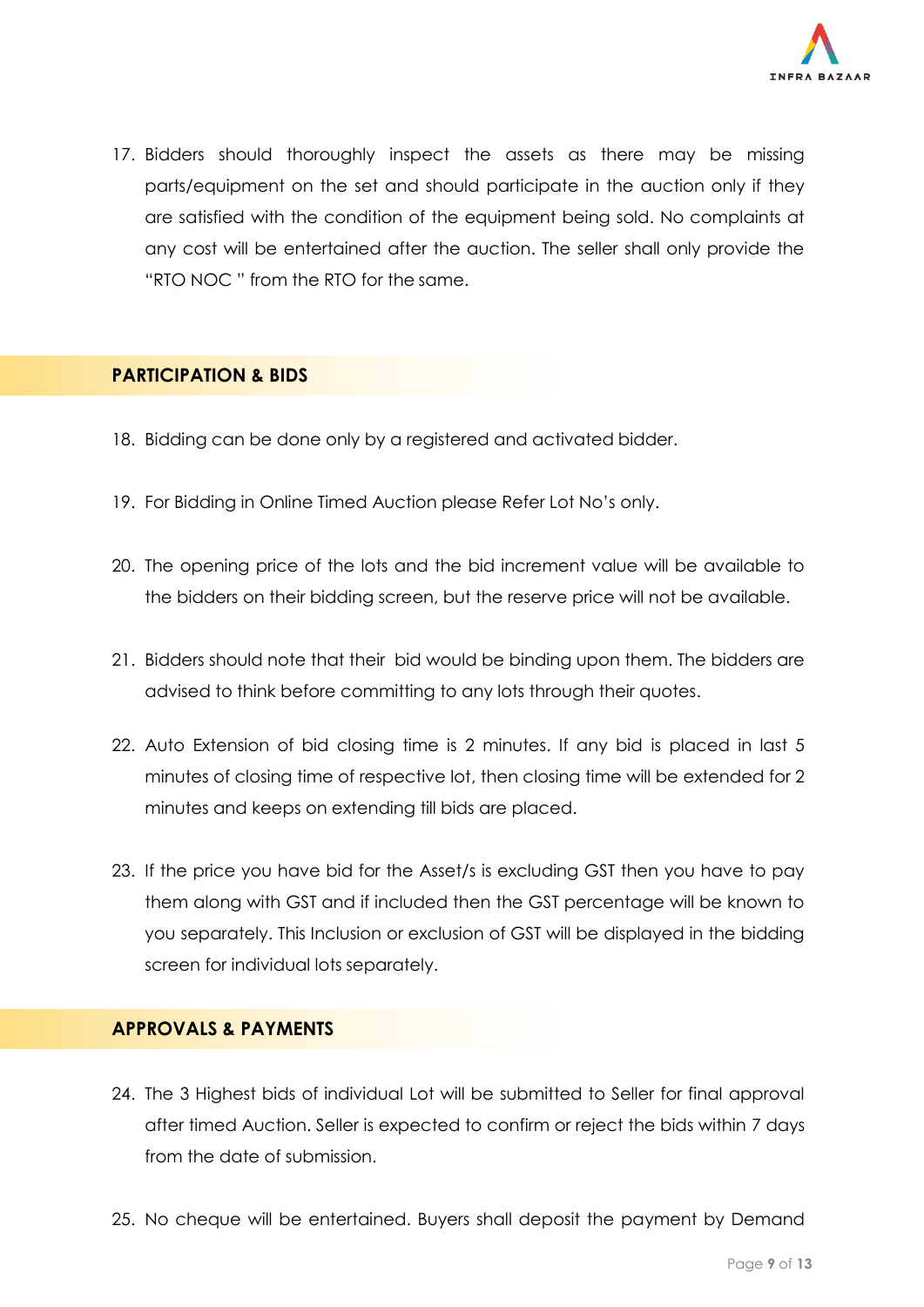17. Bidders should thoroughly inspect the assets as there may be missing parts/equipment on the set and should participate in the auction only if they are satisfied with the condition of the equipment being sold. No complaints at any cost will be entertained after the auction. The seller shall only provide the "RTO NOC " from the RTO for the same.

## PARTICIPATION & BIDS

18. Bidding can be done only by a registered and activated bidder.

19. For Bidding in Online Timed Auction please Refer Lot No's only.

20. The opening price of the lots and the bid increment value will be available to the bidders on their bidding screen, but the reserve price will not be available.

21. Bidders should note that their bid would be binding upon them. The bidders are advised to think before committing to any lots through their quotes.

22. Auto Extension of bid closing time is 2 minutes. If any bid is placed in last 5 minutes of closing time of respective lot, then closing time will be extended for 2 minutes and keeps on extending till bids are placed.

23. If the price you have bid for the Asset/s is excluding GST then you have to pay them along with GST and if included then the GST percentage will be known to you separately. This Inclusion or exclusion of GST will be displayed in the bidding screen for individual lots separately.

## APPROVALS & PAYMENTS

24. The 3 Highest bids of individual Lot will be submitted to Seller for final approval after timed Auction. Seller is expected to confirm or reject the bids within 7 days from the date of submission.

25. No cheque will be entertained. Buyers shall deposit the payment by Demand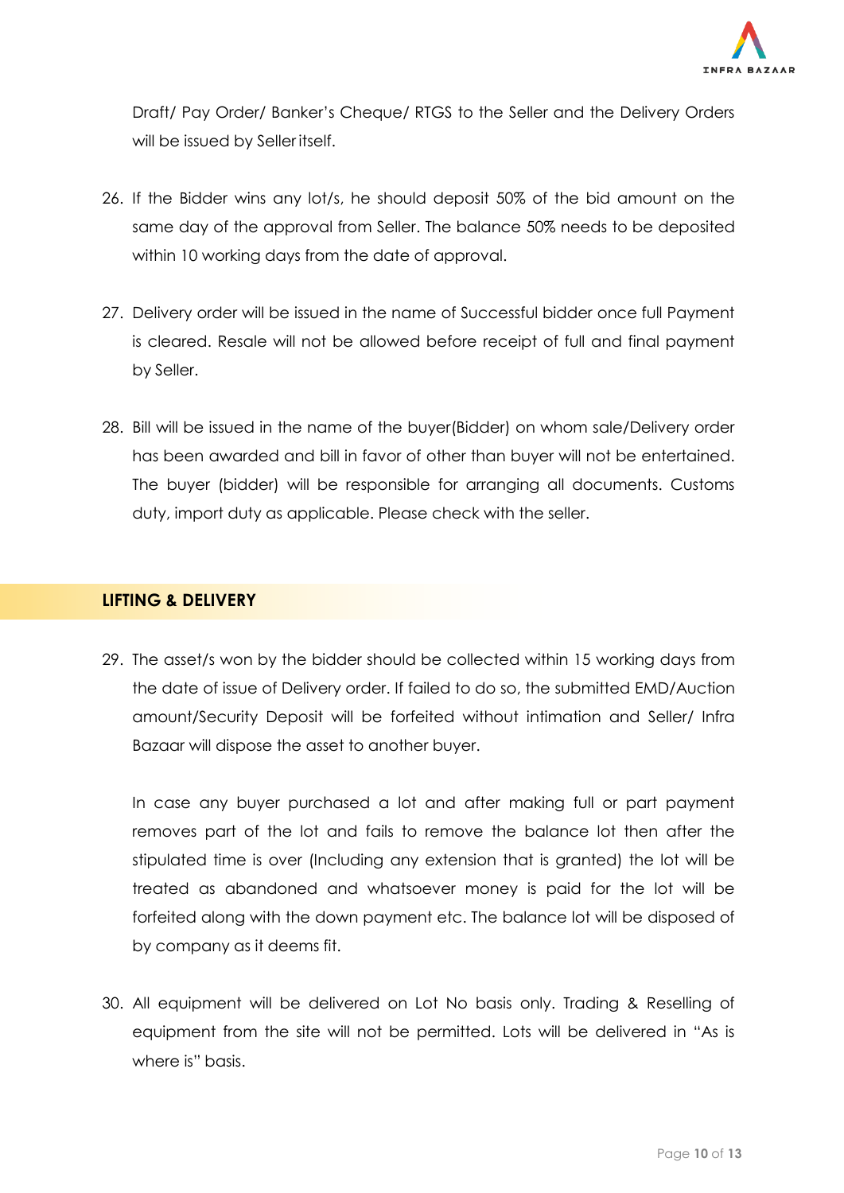Draft/ Pay Order/ Banker's Cheque/ RTGS to the Seller and the Delivery Orders will be issued by Seller itself.

26. If the Bidder wins any lot/s, he should deposit 50% of the bid amount on the same day of the approval from Seller. The balance 50% needs to be deposited within 10 working days from the date of approval.

27. Delivery order will be issued in the name of Successful bidder once full Payment is cleared. Resale will not be allowed before receipt of full and final payment by Seller.

28. Bill will be issued in the name of the buyer(Bidder) on whom sale/Delivery order has been awarded and bill in favor of other than buyer will not be entertained. The buyer (bidder) will be responsible for arranging all documents. Customs duty, import duty as applicable. Please check with the seller.

## LIFTING & DELIVERY

29. The asset/s won by the bidder should be collected within 15 working days from the date of issue of Delivery order. If failed to do so, the submitted EMD/Auction amount/Security Deposit will be forfeited without intimation and Seller/ Infra Bazaar will dispose the asset to another buyer.

    In case any buyer purchased a lot and after making full or part payment removes part of the lot and fails to remove the balance lot then after the stipulated time is over (Including any extension that is granted) the lot will be treated as abandoned and whatsoever money is paid for the lot will be forfeited along with the down payment etc. The balance lot will be disposed of by company as it deems fit.

30. All equipment will be delivered on Lot No basis only. Trading & Reselling of equipment from the site will not be permitted. Lots will be delivered in "As is where is" basis.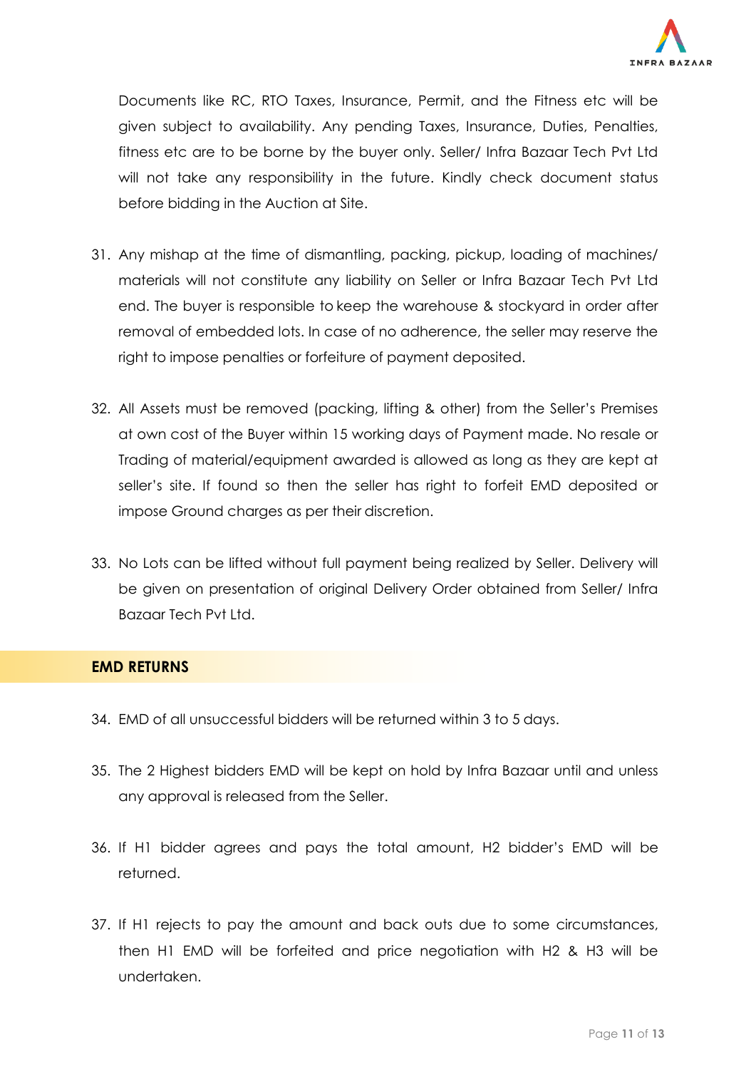Documents like RC, RTO Taxes, Insurance, Permit, and the Fitness etc will be given subject to availability. Any pending Taxes, Insurance, Duties, Penalties, fitness etc are to be borne by the buyer only. Seller/ Infra Bazaar Tech Pvt Ltd will not take any responsibility in the future. Kindly check document status before bidding in the Auction at Site.

31. Any mishap at the time of dismantling, packing, pickup, loading of machines/ materials will not constitute any liability on Seller or Infra Bazaar Tech Pvt Ltd end. The buyer is responsible to keep the warehouse & stockyard in order after removal of embedded lots. In case of no adherence, the seller may reserve the right to impose penalties or forfeiture of payment deposited.

32. All Assets must be removed (packing, lifting & other) from the Seller's Premises at own cost of the Buyer within 15 working days of Payment made. No resale or Trading of material/equipment awarded is allowed as long as they are kept at seller's site. If found so then the seller has right to forfeit EMD deposited or impose Ground charges as per their discretion.

33. No Lots can be lifted without full payment being realized by Seller. Delivery will be given on presentation of original Delivery Order obtained from Seller/ Infra Bazaar Tech Pvt Ltd.

## EMD RETURNS

34. EMD of all unsuccessful bidders will be returned within 3 to 5 days.

35. The 2 Highest bidders EMD will be kept on hold by Infra Bazaar until and unless any approval is released from the Seller.

36. If H1 bidder agrees and pays the total amount, H2 bidder's EMD will be returned.

37. If H1 rejects to pay the amount and back outs due to some circumstances, then H1 EMD will be forfeited and price negotiation with H2 & H3 will be undertaken.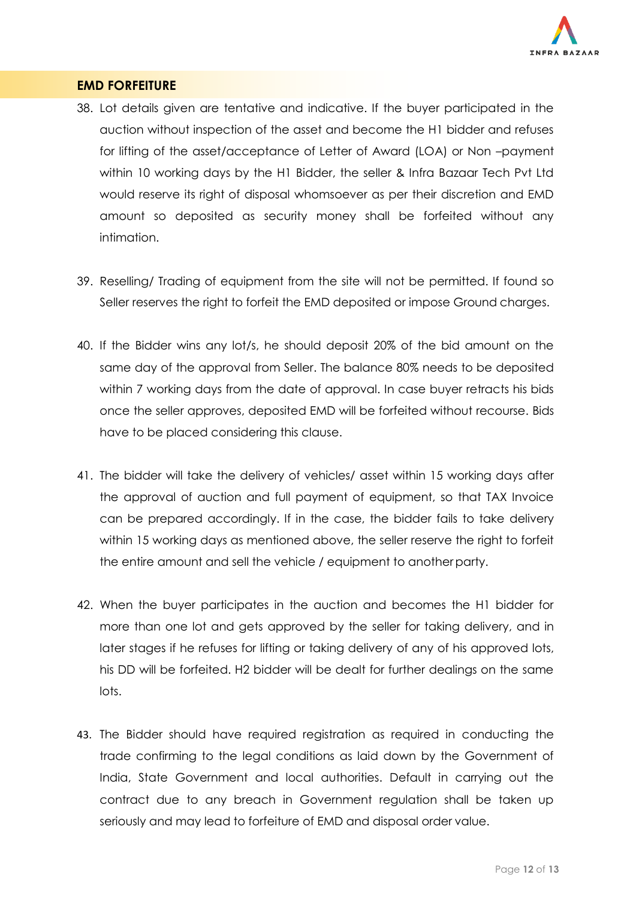## EMD FORFEITURE

38. Lot details given are tentative and indicative. If the buyer participated in the auction without inspection of the asset and become the H1 bidder and refuses for lifting of the asset/acceptance of Letter of Award (LOA) or Non –payment within 10 working days by the H1 Bidder, the seller & Infra Bazaar Tech Pvt Ltd would reserve its right of disposal whomsoever as per their discretion and EMD amount so deposited as security money shall be forfeited without any intimation.

39. Reselling/ Trading of equipment from the site will not be permitted. If found so Seller reserves the right to forfeit the EMD deposited or impose Ground charges.

40. If the Bidder wins any lot/s, he should deposit 20% of the bid amount on the same day of the approval from Seller. The balance 80% needs to be deposited within 7 working days from the date of approval. In case buyer retracts his bids once the seller approves, deposited EMD will be forfeited without recourse. Bids have to be placed considering this clause.

41. The bidder will take the delivery of vehicles/ asset within 15 working days after the approval of auction and full payment of equipment, so that TAX Invoice can be prepared accordingly. If in the case, the bidder fails to take delivery within 15 working days as mentioned above, the seller reserve the right to forfeit the entire amount and sell the vehicle / equipment to another party.

42. When the buyer participates in the auction and becomes the H1 bidder for more than one lot and gets approved by the seller for taking delivery, and in later stages if he refuses for lifting or taking delivery of any of his approved lots, his DD will be forfeited. H2 bidder will be dealt for further dealings on the same lots.

43. The Bidder should have required registration as required in conducting the trade confirming to the legal conditions as laid down by the Government of India, State Government and local authorities. Default in carrying out the contract due to any breach in Government regulation shall be taken up seriously and may lead to forfeiture of EMD and disposal order value.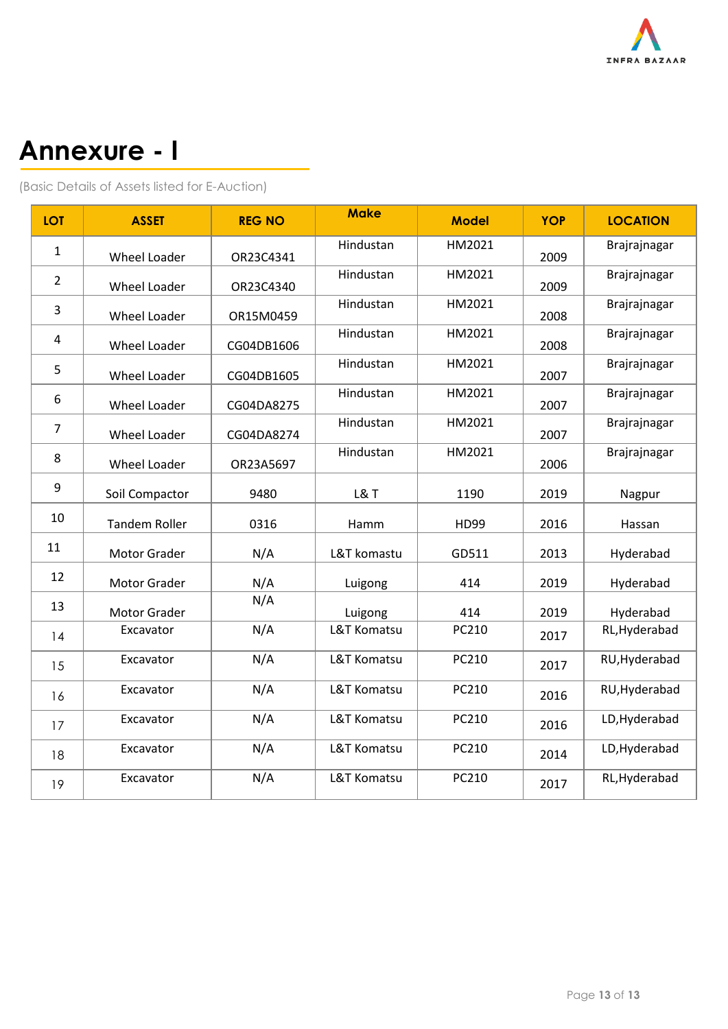# Annexure - I

(Basic Details of Assets listed for E-Auction)

| LOT | ASSET | REG NO | Make | Model | YOP | LOCATION |
|---|---|---|---|---|---|---|
| 1 | Wheel Loader | OR23C4341 | Hindustan | HM2021 | 2009 | Brajrajnagar |
| 2 | Wheel Loader | OR23C4340 | Hindustan | HM2021 | 2009 | Brajrajnagar |
| 3 | Wheel Loader | OR15M0459 | Hindustan | HM2021 | 2008 | Brajrajnagar |
| 4 | Wheel Loader | CG04DB1606 | Hindustan | HM2021 | 2008 | Brajrajnagar |
| 5 | Wheel Loader | CG04DB1605 | Hindustan | HM2021 | 2007 | Brajrajnagar |
| 6 | Wheel Loader | CG04DA8275 | Hindustan | HM2021 | 2007 | Brajrajnagar |
| 7 | Wheel Loader | CG04DA8274 | Hindustan | HM2021 | 2007 | Brajrajnagar |
| 8 | Wheel Loader | OR23A5697 | Hindustan | HM2021 | 2006 | Brajrajnagar |
| 9 | Soil Compactor | 9480 | L& T | 1190 | 2019 | Nagpur |
| 10 | Tandem Roller | 0316 | Hamm | HD99 | 2016 | Hassan |
| 11 | Motor Grader | N/A | L&T komastu | GD511 | 2013 | Hyderabad |
| 12 | Motor Grader | N/A | Luigong | 414 | 2019 | Hyderabad |
| 13 | Motor Grader | N/A | Luigong | 414 | 2019 | Hyderabad |
| 14 | Excavator | N/A | L&T Komatsu | PC210 | 2017 | RL,Hyderabad |
| 15 | Excavator | N/A | L&T Komatsu | PC210 | 2017 | RU,Hyderabad |
| 16 | Excavator | N/A | L&T Komatsu | PC210 | 2016 | RU,Hyderabad |
| 17 | Excavator | N/A | L&T Komatsu | PC210 | 2016 | LD,Hyderabad |
| 18 | Excavator | N/A | L&T Komatsu | PC210 | 2014 | LD,Hyderabad |
| 19 | Excavator | N/A | L&T Komatsu | PC210 | 2017 | RL,Hyderabad |